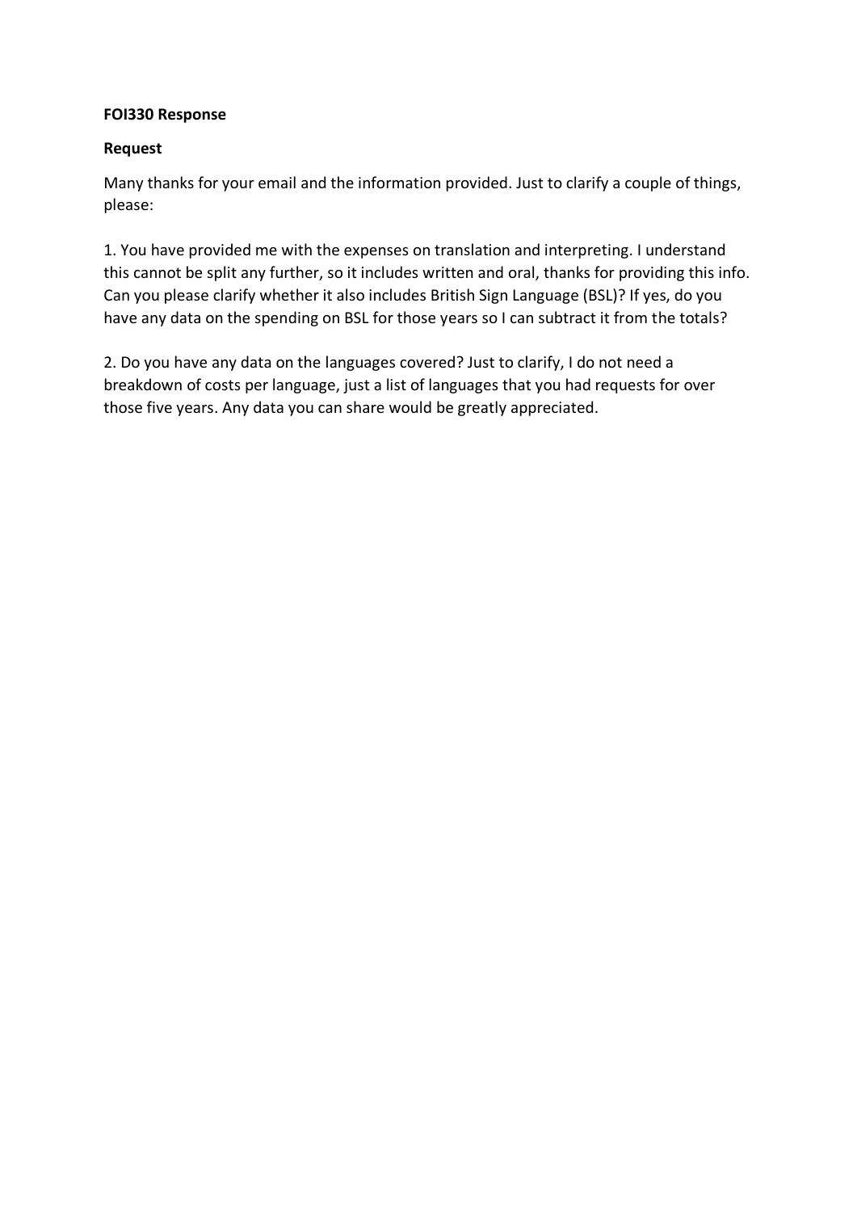**FOI330 Response**

**Request**

Many thanks for your email and the information provided. Just to clarify a couple of things, please:

1. You have provided me with the expenses on translation and interpreting. I understand this cannot be split any further, so it includes written and oral, thanks for providing this info. Can you please clarify whether it also includes British Sign Language (BSL)? If yes, do you have any data on the spending on BSL for those years so I can subtract it from the totals?

2. Do you have any data on the languages covered? Just to clarify, I do not need a breakdown of costs per language, just a list of languages that you had requests for over those five years. Any data you can share would be greatly appreciated.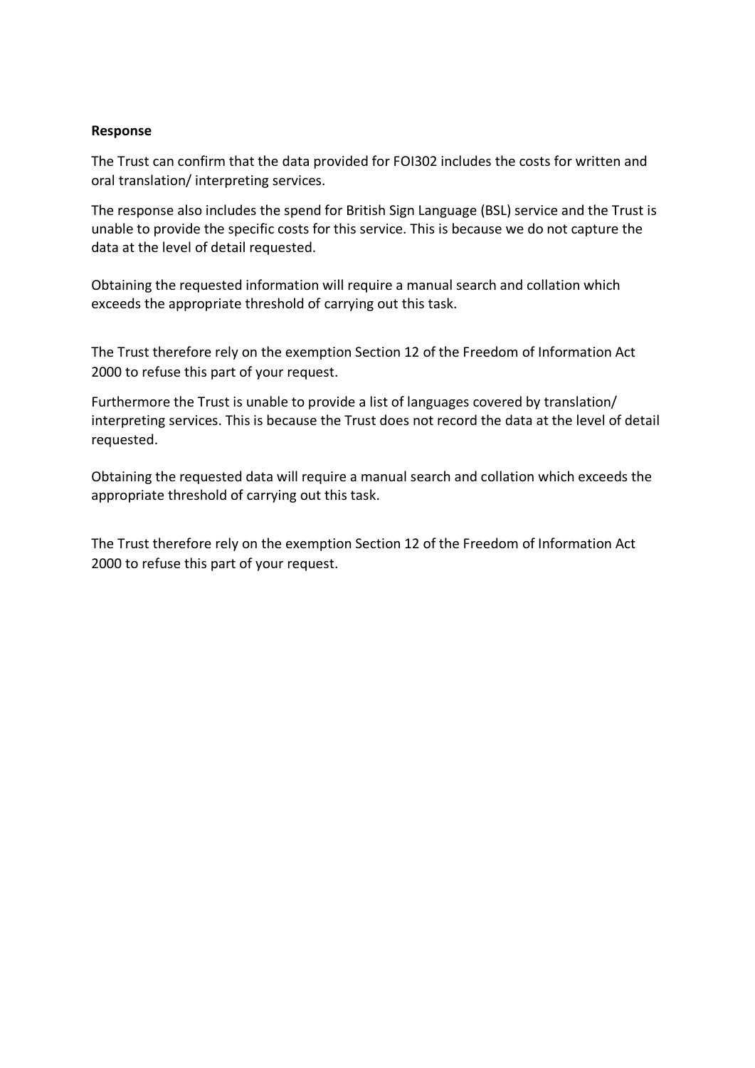**Response**

The Trust can confirm that the data provided for FOI302 includes the costs for written and oral translation/ interpreting services.

The response also includes the spend for British Sign Language (BSL) service and the Trust is unable to provide the specific costs for this service. This is because we do not capture the data at the level of detail requested.

Obtaining the requested information will require a manual search and collation which exceeds the appropriate threshold of carrying out this task.

The Trust therefore rely on the exemption Section 12 of the Freedom of Information Act 2000 to refuse this part of your request.

Furthermore the Trust is unable to provide a list of languages covered by translation/ interpreting services. This is because the Trust does not record the data at the level of detail requested.

Obtaining the requested data will require a manual search and collation which exceeds the appropriate threshold of carrying out this task.

The Trust therefore rely on the exemption Section 12 of the Freedom of Information Act 2000 to refuse this part of your request.